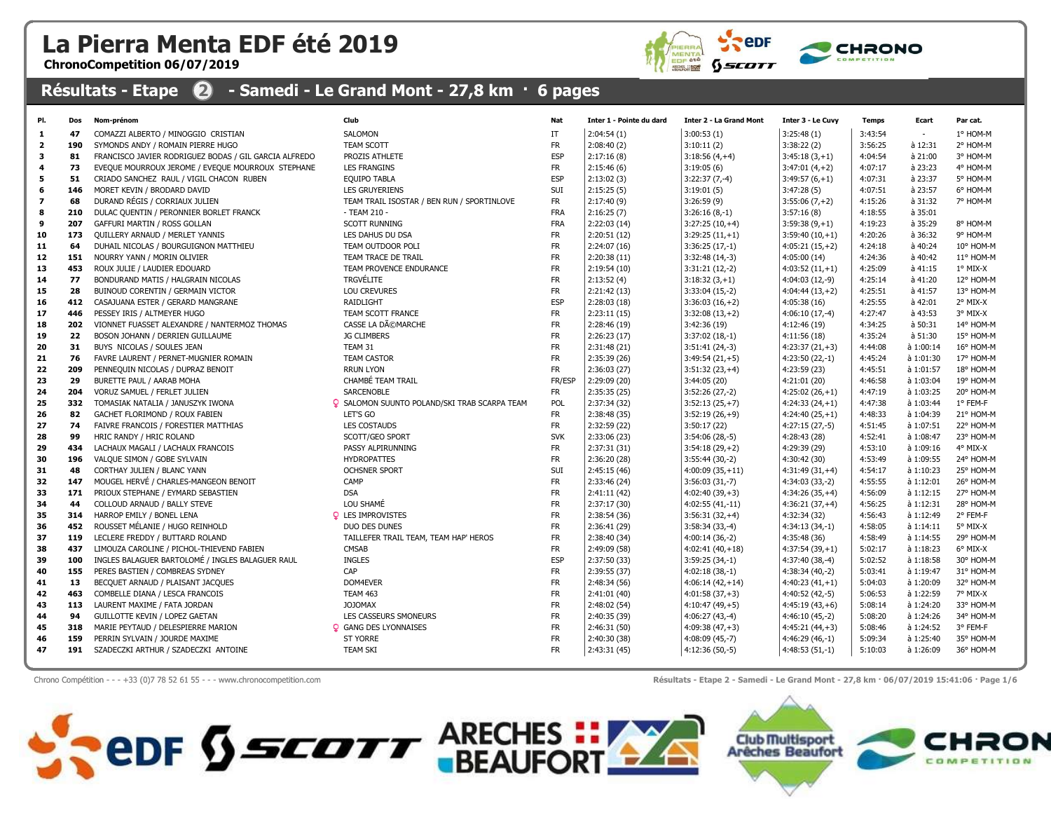# La Pierra Menta EDF été 2019

**ChronoCompetition 06/07/2019**

## Résultats - Etape 2 - Samedi - Le Grand Mont - 27,8 km · 6 pages

| Pl. | Dos | Nom-prénom | Club | Nat | Inter 1 - Pointe du dard | Inter 2 - La Grand Mont | Inter 3 - Le Cuvy | Temps | Ecart | Par cat. |
|---|---|---|---|---|---|---|---|---|---|---|
| 1 | 47 | COMAZZI ALBERTO / MINOGGIO CRISTIAN | SALOMON | IT | 2:04:54 (1) | 3:00:53 (1) | 3:25:48 (1) | 3:43:54 | - | 1° HOM-M |
| 2 | 190 | SYMONDS ANDY / ROMAIN PIERRE HUGO | TEAM SCOTT | FR | 2:08:40 (2) | 3:10:11 (2) | 3:38:22 (2) | 3:56:25 | à 12:31 | 2° HOM-M |
| 3 | 81 | FRANCISCO JAVIER RODRIGUEZ BODAS / GIL GARCIA ALFREDO | PROZIS ATHLETE | ESP | 2:17:16 (8) | 3:18:56 (4,+4) | 3:45:18 (3,+1) | 4:04:54 | à 21:00 | 3° HOM-M |
| 4 | 73 | EVEQUE MOURROUX JEROME / EVEQUE MOURROUX STEPHANE | LES FRANGINS | FR | 2:15:46 (6) | 3:19:05 (6) | 3:47:01 (4,+2) | 4:07:17 | à 23:23 | 4° HOM-M |
| 5 | 51 | CRIADO SANCHEZ RAUL / VIGIL CHACON RUBEN | EQUIPO TABLA | ESP | 2:13:02 (3) | 3:22:37 (7,-4) | 3:49:57 (6,+1) | 4:07:31 | à 23:37 | 5° HOM-M |
| 6 | 146 | MORET KEVIN / BRODARD DAVID | LES GRUYERIENS | SUI | 2:15:25 (5) | 3:19:01 (5) | 3:47:28 (5) | 4:07:51 | à 23:57 | 6° HOM-M |
| 7 | 68 | DURAND RÉGIS / CORRIAUX JULIEN | TEAM TRAIL ISOSTAR / BEN RUN / SPORTINLOVE | FR | 2:17:40 (9) | 3:26:59 (9) | 3:55:06 (7,+2) | 4:15:26 | à 31:32 | 7° HOM-M |
| 8 | 210 | DULAC QUENTIN / PERONNIER BORLET FRANCK | - TEAM 210 - | FRA | 2:16:25 (7) | 3:26:16 (8,-1) | 3:57:16 (8) | 4:18:55 | à 35:01 | |
| 9 | 207 | GAFFURI MARTIN / ROSS GOLLAN | SCOTT RUNNING | FRA | 2:22:03 (14) | 3:27:25 (10,+4) | 3:59:38 (9,+1) | 4:19:23 | à 35:29 | 8° HOM-M |
| 10 | 173 | QUILLERY ARNAUD / MERLET YANNIS | LES DAHUS DU DSA | FR | 2:20:51 (12) | 3:29:25 (11,+1) | 3:59:40 (10,+1) | 4:20:26 | à 36:32 | 9° HOM-M |
| 11 | 64 | DUHAIL NICOLAS / BOURGUIGNON MATTHIEU | TEAM OUTDOOR POLI | FR | 2:24:07 (16) | 3:36:25 (17,-1) | 4:05:21 (15,+2) | 4:24:18 | à 40:24 | 10° HOM-M |
| 12 | 151 | NOURRY YANN / MORIN OLIVIER | TEAM TRACE DE TRAIL | FR | 2:20:38 (11) | 3:32:48 (14,-3) | 4:05:00 (14) | 4:24:36 | à 40:42 | 11° HOM-M |
| 13 | 453 | ROUX JULIE / LAUDIER EDOUARD | TEAM PROVENCE ENDURANCE | FR | 2:19:54 (10) | 3:31:21 (12,-2) | 4:03:52 (11,+1) | 4:25:09 | à 41:15 | 1° MIX-X |
| 14 | 77 | BONDURAND MATIS / HALGRAIN NICOLAS | TRGVÉLITE | FR | 2:13:52 (4) | 3:18:32 (3,+1) | 4:04:03 (12,-9) | 4:25:14 | à 41:20 | 12° HOM-M |
| 15 | 28 | BUINOUD CORENTIN / GERMAIN VICTOR | LOU CREVURES | FR | 2:21:42 (13) | 3:33:04 (15,-2) | 4:04:44 (13,+2) | 4:25:51 | à 41:57 | 13° HOM-M |
| 16 | 412 | CASAJUANA ESTER / GERARD MANGRANE | RAIDLIGHT | ESP | 2:28:03 (18) | 3:36:03 (16,+2) | 4:05:38 (16) | 4:25:55 | à 42:01 | 2° MIX-X |
| 17 | 446 | PESSEY IRIS / ALTMEYER HUGO | TEAM SCOTT FRANCE | FR | 2:23:11 (15) | 3:32:08 (13,+2) | 4:06:10 (17,-4) | 4:27:47 | à 43:53 | 3° MIX-X |
| 18 | 202 | VIONNET FUASSET ALEXANDRE / NANTERMOZ THOMAS | CASSE LA DÃ©MARCHE | FR | 2:28:46 (19) | 3:42:36 (19) | 4:12:46 (19) | 4:34:25 | à 50:31 | 14° HOM-M |
| 19 | 22 | BOSON JOHANN / DERRIEN GUILLAUME | JG CLIMBERS | FR | 2:26:23 (17) | 3:37:02 (18,-1) | 4:11:56 (18) | 4:35:24 | à 51:30 | 15° HOM-M |
| 20 | 31 | BUYS NICOLAS / SOULES JEAN | TEAM 31 | FR | 2:31:48 (21) | 3:51:41 (24,-3) | 4:23:37 (21,+3) | 4:44:08 | à 1:00:14 | 16° HOM-M |
| 21 | 76 | FAVRE LAURENT / PERNET-MUGNIER ROMAIN | TEAM CASTOR | FR | 2:35:39 (26) | 3:49:54 (21,+5) | 4:23:50 (22,-1) | 4:45:24 | à 1:01:30 | 17° HOM-M |
| 22 | 209 | PENNEQUIN NICOLAS / DUPRAZ BENOIT | RRUN LYON | FR | 2:36:03 (27) | 3:51:32 (23,+4) | 4:23:59 (23) | 4:45:51 | à 1:01:57 | 18° HOM-M |
| 23 | 29 | BURETTE PAUL / AARAB MOHA | CHAMBÉ TEAM TRAIL | FR/ESP | 2:29:09 (20) | 3:44:05 (20) | 4:21:01 (20) | 4:46:58 | à 1:03:04 | 19° HOM-M |
| 24 | 204 | VORUZ SAMUEL / FERLET JULIEN | SARCENOBLE | FR | 2:35:35 (25) | 3:52:26 (27,-2) | 4:25:02 (26,+1) | 4:47:19 | à 1:03:25 | 20° HOM-M |
| 25 | 332 | TOMASIAK NATALIA / JANUSZYK IWONA | ♀ SALOMON SUUNTO POLAND/SKI TRAB SCARPA TEAM | POL | 2:37:34 (32) | 3:52:13 (25,+7) | 4:24:33 (24,+1) | 4:47:38 | à 1:03:44 | 1° FEM-F |
| 26 | 82 | GACHET FLORIMOND / ROUX FABIEN | LET'S GO | FR | 2:38:48 (35) | 3:52:19 (26,+9) | 4:24:40 (25,+1) | 4:48:33 | à 1:04:39 | 21° HOM-M |
| 27 | 74 | FAIVRE FRANCOIS / FORESTIER MATTHIAS | LES COSTAUDS | FR | 2:32:59 (22) | 3:50:17 (22) | 4:27:15 (27,-5) | 4:51:45 | à 1:07:51 | 22° HOM-M |
| 28 | 99 | HRIC RANDY / HRIC ROLAND | SCOTT/GEO SPORT | SVK | 2:33:06 (23) | 3:54:06 (28,-5) | 4:28:43 (28) | 4:52:41 | à 1:08:47 | 23° HOM-M |
| 29 | 434 | LACHAUX MAGALI / LACHAUX FRANCOIS | PASSY ALPIRUNNING | FR | 2:37:31 (31) | 3:54:18 (29,+2) | 4:29:39 (29) | 4:53:10 | à 1:09:16 | 4° MIX-X |
| 30 | 196 | VALQUE SIMON / GOBE SYLVAIN | HYDROPATTES | FR | 2:36:20 (28) | 3:55:46 (30,-2) | 4:30:42 (30) | 4:53:49 | à 1:09:55 | 24° HOM-M |
| 31 | 48 | CORTHAY JULIEN / BLANC YANN | OCHSNER SPORT | SUI | 2:45:15 (46) | 4:00:09 (35,+11) | 4:31:49 (31,+4) | 4:54:17 | à 1:10:23 | 25° HOM-M |
| 32 | 147 | MOUGEL HERVÉ / CHARLES-MANGEON BENOIT | CAMP | FR | 2:33:46 (24) | 3:56:03 (31,-7) | 4:34:03 (33,-2) | 4:55:55 | à 1:12:01 | 26° HOM-M |
| 33 | 171 | PRIOUX STEPHANE / EYMARD SEBASTIEN | DSA | FR | 2:41:11 (42) | 4:02:40 (39,+3) | 4:34:26 (35,+4) | 4:56:09 | à 1:12:15 | 27° HOM-M |
| 34 | 44 | COLLOUD ARNAUD / BALLY STEVE | LOU SHAMÉ | FR | 2:37:17 (30) | 4:02:55 (41,-11) | 4:36:21 (37,+4) | 4:56:25 | à 1:12:31 | 28° HOM-M |
| 35 | 314 | HARROP EMILY / BONEL LENA | ♀ LES IMPROVISTES | FR | 2:38:54 (36) | 3:56:31 (32,+4) | 4:32:34 (32) | 4:56:43 | à 1:12:49 | 2° FEM-F |
| 36 | 452 | ROUSSET MÉLANIE / HUGO REINHOLD | DUO DES DUNES | FR | 2:36:41 (29) | 3:58:34 (33,-4) | 4:34:13 (34,-1) | 4:58:05 | à 1:14:11 | 5° MIX-X |
| 37 | 119 | LECLERE FREDDY / BUTTARD ROLAND | TAILLEFER TRAIL TEAM, TEAM HAP' HEROS | FR | 2:38:40 (34) | 4:00:14 (36,-2) | 4:35:48 (36) | 4:58:49 | à 1:14:55 | 29° HOM-M |
| 38 | 437 | LIMOUZA CAROLINE / PICHOL-THIEVEND FABIEN | CMSAB | FR | 2:49:09 (58) | 4:02:41 (40,+18) | 4:37:54 (39,+1) | 5:02:17 | à 1:18:23 | 6° MIX-X |
| 39 | 100 | INGLES BALAGUER BARTOLOMÉ / INGLES BALAGUER RAUL | INGLES | ESP | 2:37:50 (33) | 3:59:25 (34,-1) | 4:37:40 (38,-4) | 5:02:52 | à 1:18:58 | 30° HOM-M |
| 40 | 155 | PERES BASTIEN / COMBREAS SYDNEY | CAP | FR | 2:39:55 (37) | 4:02:18 (38,-1) | 4:38:34 (40,-2) | 5:03:41 | à 1:19:47 | 31° HOM-M |
| 41 | 13 | BECQUET ARNAUD / PLAISANT JACQUES | DOM4EVER | FR | 2:48:34 (56) | 4:06:14 (42,+14) | 4:40:23 (41,+1) | 5:04:03 | à 1:20:09 | 32° HOM-M |
| 42 | 463 | COMBELLE DIANA / LESCA FRANCOIS | TEAM 463 | FR | 2:41:01 (40) | 4:01:58 (37,+3) | 4:40:52 (42,-5) | 5:06:53 | à 1:22:59 | 7° MIX-X |
| 43 | 113 | LAURENT MAXIME / FATA JORDAN | JOJOMAX | FR | 2:48:02 (54) | 4:10:47 (49,+5) | 4:45:19 (43,+6) | 5:08:14 | à 1:24:20 | 33° HOM-M |
| 44 | 94 | GUILLOTTE KEVIN / LOPEZ GAETAN | LES CASSEURS SMONEURS | FR | 2:40:35 (39) | 4:06:27 (43,-4) | 4:46:10 (45,-2) | 5:08:20 | à 1:24:26 | 34° HOM-M |
| 45 | 318 | MARIE PEYTAUD / DELESPIERRE MARION | ♀ GANG DES LYONNAISES | FR | 2:46:31 (50) | 4:09:38 (47,+3) | 4:45:21 (44,+3) | 5:08:46 | à 1:24:52 | 3° FEM-F |
| 46 | 159 | PERRIN SYLVAIN / JOURDE MAXIME | ST YORRE | FR | 2:40:30 (38) | 4:08:09 (45,-7) | 4:46:29 (46,-1) | 5:09:34 | à 1:25:40 | 35° HOM-M |
| 47 | 191 | SZADECZKI ARTHUR / SZADECZKI ANTOINE | TEAM SKI | FR | 2:43:31 (45) | 4:12:36 (50,-5) | 4:48:53 (51,-1) | 5:10:03 | à 1:26:09 | 36° HOM-M |

Chrono Compétition - - - +33 (0)7 78 52 61 55 - - - www.chronocompetition.com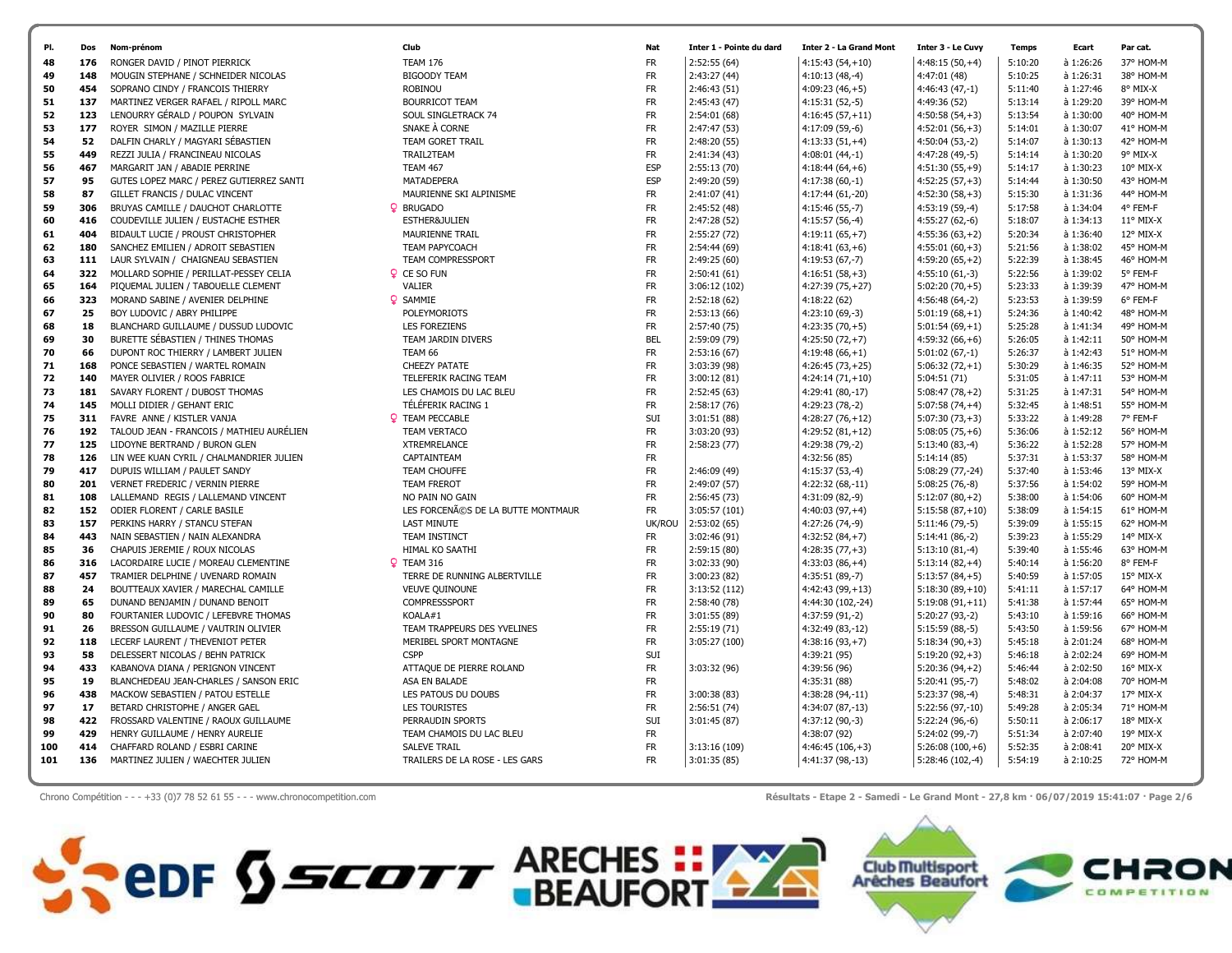| Pl. | Dos | Nom-prénom | Club | Nat | Inter 1 - Pointe du dard | Inter 2 - La Grand Mont | Inter 3 - Le Cuvy | Temps | Ecart | Par cat. |
|---|---|---|---|---|---|---|---|---|---|---|
| 48 | 176 | RONGER DAVID / PINOT PIERRICK | TEAM 176 | FR | 2:52:55 (64) | 4:15:43 (54,+10) | 4:48:15 (50,+4) | 5:10:20 | à 1:26:26 | 37° HOM-M |
| 49 | 148 | MOUGIN STEPHANE / SCHNEIDER NICOLAS | BIGOODY TEAM | FR | 2:43:27 (44) | 4:10:13 (48,-4) | 4:47:01 (48) | 5:10:25 | à 1:26:31 | 38° HOM-M |
| 50 | 454 | SOPRANO CINDY / FRANCOIS THIERRY | ROBINOU | FR | 2:46:43 (51) | 4:09:23 (46,+5) | 4:46:43 (47,-1) | 5:11:40 | à 1:27:46 | 8° MIX-X |
| 51 | 137 | MARTINEZ VERGER RAFAEL / RIPOLL MARC | BOURRICOT TEAM | FR | 2:45:43 (47) | 4:15:31 (52,-5) | 4:49:36 (52) | 5:13:14 | à 1:29:20 | 39° HOM-M |
| 52 | 123 | LENOURRY GÉRALD / POUPON SYLVAIN | SOUL SINGLETRACK 74 | FR | 2:54:01 (68) | 4:16:45 (57,+11) | 4:50:58 (54,+3) | 5:13:54 | à 1:30:00 | 40° HOM-M |
| 53 | 177 | ROYER SIMON / MAZILLE PIERRE | SNAKE À CORNE | FR | 2:47:47 (53) | 4:17:09 (59,-6) | 4:52:01 (56,+3) | 5:14:01 | à 1:30:07 | 41° HOM-M |
| 54 | 52 | DALFIN CHARLY / MAGYARI SÉBASTIEN | TEAM GORET TRAIL | FR | 2:48:20 (55) | 4:13:33 (51,+4) | 4:50:04 (53,-2) | 5:14:07 | à 1:30:13 | 42° HOM-M |
| 55 | 449 | REZZI JULIA / FRANCINEAU NICOLAS | TRAIL2TEAM | FR | 2:41:34 (43) | 4:08:01 (44,-1) | 4:47:28 (49,-5) | 5:14:14 | à 1:30:20 | 9° MIX-X |
| 56 | 467 | MARGARIT JAN / ABADIE PERRINE | TEAM 467 | ESP | 2:55:13 (70) | 4:18:44 (64,+6) | 4:51:30 (55,+9) | 5:14:17 | à 1:30:23 | 10° MIX-X |
| 57 | 95 | GUTES LOPEZ MARC / PEREZ GUTIERREZ SANTI | MATADEPERA | ESP | 2:49:20 (59) | 4:17:38 (60,-1) | 4:52:25 (57,+3) | 5:14:44 | à 1:30:50 | 43° HOM-M |
| 58 | 87 | GILLET FRANCIS / DULAC VINCENT | MAURIENNE SKI ALPINISME | FR | 2:41:07 (41) | 4:17:44 (61,-20) | 4:52:30 (58,+3) | 5:15:30 | à 1:31:36 | 44° HOM-M |
| 59 | 306 | BRUYAS CAMILLE / DAUCHOT CHARLOTTE | ♀ BRUGADO | FR | 2:45:52 (48) | 4:15:46 (55,-7) | 4:53:19 (59,-4) | 5:17:58 | à 1:34:04 | 4° FEM-F |
| 60 | 416 | COUDEVILLE JULIEN / EUSTACHE ESTHER | ESTHER&JULIEN | FR | 2:47:28 (52) | 4:15:57 (56,-4) | 4:55:27 (62,-6) | 5:18:07 | à 1:34:13 | 11° MIX-X |
| 61 | 404 | BIDAULT LUCIE / PROUST CHRISTOPHER | MAURIENNE TRAIL | FR | 2:55:27 (72) | 4:19:11 (65,+7) | 4:55:36 (63,+2) | 5:20:34 | à 1:36:40 | 12° MIX-X |
| 62 | 180 | SANCHEZ EMILIEN / ADROIT SEBASTIEN | TEAM PAPYCOACH | FR | 2:54:44 (69) | 4:18:41 (63,+6) | 4:55:01 (60,+3) | 5:21:56 | à 1:38:02 | 45° HOM-M |
| 63 | 111 | LAUR SYLVAIN / CHAIGNEAU SEBASTIEN | TEAM COMPRESSPORT | FR | 2:49:25 (60) | 4:19:53 (67,-7) | 4:59:20 (65,+2) | 5:22:39 | à 1:38:45 | 46° HOM-M |
| 64 | 322 | MOLLARD SOPHIE / PERILLAT-PESSEY CELIA | ♀ CE SO FUN | FR | 2:50:41 (61) | 4:16:51 (58,+3) | 4:55:10 (61,-3) | 5:22:56 | à 1:39:02 | 5° FEM-F |
| 65 | 164 | PIQUEMAL JULIEN / TABOUELLE CLEMENT | VALIER | FR | 3:06:12 (102) | 4:27:39 (75,+27) | 5:02:20 (70,+5) | 5:23:33 | à 1:39:39 | 47° HOM-M |
| 66 | 323 | MORAND SABINE / AVENIER DELPHINE | ♀ SAMMIE | FR | 2:52:18 (62) | 4:18:22 (62) | 4:56:48 (64,-2) | 5:23:53 | à 1:39:59 | 6° FEM-F |
| 67 | 25 | BOY LUDOVIC / ABRY PHILIPPE | POLEYMORIOTS | FR | 2:53:13 (66) | 4:23:10 (69,-3) | 5:01:19 (68,+1) | 5:24:36 | à 1:40:42 | 48° HOM-M |
| 68 | 18 | BLANCHARD GUILLAUME / DUSSUD LUDOVIC | LES FOREZIENS | FR | 2:57:40 (75) | 4:23:35 (70,+5) | 5:01:54 (69,+1) | 5:25:28 | à 1:41:34 | 49° HOM-M |
| 69 | 30 | BURETTE SÉBASTIEN / THINES THOMAS | TEAM JARDIN DIVERS | BEL | 2:59:09 (79) | 4:25:50 (72,+7) | 4:59:32 (66,+6) | 5:26:05 | à 1:42:11 | 50° HOM-M |
| 70 | 66 | DUPONT ROC THIERRY / LAMBERT JULIEN | TEAM 66 | FR | 2:53:16 (67) | 4:19:48 (66,+1) | 5:01:02 (67,-1) | 5:26:37 | à 1:42:43 | 51° HOM-M |
| 71 | 168 | PONCE SEBASTIEN / WARTEL ROMAIN | CHEEZY PATATE | FR | 3:03:39 (98) | 4:26:45 (73,+25) | 5:06:32 (72,+1) | 5:30:29 | à 1:46:35 | 52° HOM-M |
| 72 | 140 | MAYER OLIVIER / ROOS FABRICE | TELEFERIK RACING TEAM | FR | 3:00:12 (81) | 4:24:14 (71,+10) | 5:04:51 (71) | 5:31:05 | à 1:47:11 | 53° HOM-M |
| 73 | 181 | SAVARY FLORENT / DUBOST THOMAS | LES CHAMOIS DU LAC BLEU | FR | 2:52:45 (63) | 4:29:41 (80,-17) | 5:08:47 (78,+2) | 5:31:25 | à 1:47:31 | 54° HOM-M |
| 74 | 145 | MOLLI DIDIER / GEHANT ERIC | TÉLÉFERIK RACING 1 | FR | 2:58:17 (76) | 4:29:23 (78,-2) | 5:07:58 (74,+4) | 5:32:45 | à 1:48:51 | 55° HOM-M |
| 75 | 311 | FAVRE ANNE / KISTLER VANJA | ♀ TEAM PECCABLE | SUI | 3:01:51 (88) | 4:28:27 (76,+12) | 5:07:30 (73,+3) | 5:33:22 | à 1:49:28 | 7° FEM-F |
| 76 | 192 | TALOUD JEAN - FRANCOIS / MATHIEU AURÉLIEN | TEAM VERTACO | FR | 3:03:20 (93) | 4:29:52 (81,+12) | 5:08:05 (75,+6) | 5:36:06 | à 1:52:12 | 56° HOM-M |
| 77 | 125 | LIDOYNE BERTRAND / BURON GLEN | XTREMRELANCE | FR | 2:58:23 (77) | 4:29:38 (79,-2) | 5:13:40 (83,-4) | 5:36:22 | à 1:52:28 | 57° HOM-M |
| 78 | 126 | LIN WEE KUAN CYRIL / CHALMANDRIER JULIEN | CAPTAINTEAM | FR | | 4:32:56 (85) | 5:14:14 (85) | 5:37:31 | à 1:53:37 | 58° HOM-M |
| 79 | 417 | DUPUIS WILLIAM / PAULET SANDY | TEAM CHOUFFE | FR | 2:46:09 (49) | 4:15:37 (53,-4) | 5:08:29 (77,-24) | 5:37:40 | à 1:53:46 | 13° MIX-X |
| 80 | 201 | VERNET FREDERIC / VERNIN PIERRE | TEAM FREROT | FR | 2:49:07 (57) | 4:22:32 (68,-11) | 5:08:25 (76,-8) | 5:37:56 | à 1:54:02 | 59° HOM-M |
| 81 | 108 | LALLEMAND REGIS / LALLEMAND VINCENT | NO PAIN NO GAIN | FR | 2:56:45 (73) | 4:31:09 (82,-9) | 5:12:07 (80,+2) | 5:38:00 | à 1:54:06 | 60° HOM-M |
| 82 | 152 | ODIER FLORENT / CARLE BASILE | LES FORCENÃ©S DE LA BUTTE MONTMAUR | FR | 3:05:57 (101) | 4:40:03 (97,+4) | 5:15:58 (87,+10) | 5:38:09 | à 1:54:15 | 61° HOM-M |
| 83 | 157 | PERKINS HARRY / STANCU STEFAN | LAST MINUTE | UK/ROU | 2:53:02 (65) | 4:27:26 (74,-9) | 5:11:46 (79,-5) | 5:39:09 | à 1:55:15 | 62° HOM-M |
| 84 | 443 | NAIN SEBASTIEN / NAIN ALEXANDRA | TEAM INSTINCT | FR | 3:02:46 (91) | 4:32:52 (84,+7) | 5:14:41 (86,-2) | 5:39:23 | à 1:55:29 | 14° MIX-X |
| 85 | 36 | CHAPUIS JEREMIE / ROUX NICOLAS | HIMAL KO SAATHI | FR | 2:59:15 (80) | 4:28:35 (77,+3) | 5:13:10 (81,-4) | 5:39:40 | à 1:55:46 | 63° HOM-M |
| 86 | 316 | LACORDAIRE LUCIE / MOREAU CLEMENTINE | ♀ TEAM 316 | FR | 3:02:33 (90) | 4:33:03 (86,+4) | 5:13:14 (82,+4) | 5:40:14 | à 1:56:20 | 8° FEM-F |
| 87 | 457 | TRAMIER DELPHINE / UVENARD ROMAIN | TERRE DE RUNNING ALBERTVILLE | FR | 3:00:23 (82) | 4:35:51 (89,-7) | 5:13:57 (84,+5) | 5:40:59 | à 1:57:05 | 15° MIX-X |
| 88 | 24 | BOUTTEAUX XAVIER / MARECHAL CAMILLE | VEUVE QUINOUNE | FR | 3:13:52 (112) | 4:42:43 (99,+13) | 5:18:30 (89,+10) | 5:41:11 | à 1:57:17 | 64° HOM-M |
| 89 | 65 | DUNAND BENJAMIN / DUNAND BENOIT | COMPRESSSPORT | FR | 2:58:40 (78) | 4:44:30 (102,-24) | 5:19:08 (91,+11) | 5:41:38 | à 1:57:44 | 65° HOM-M |
| 90 | 80 | FOURTANIER LUDOVIC / LEFEBVRE THOMAS | KOALA#1 | FR | 3:01:55 (89) | 4:37:59 (91,-2) | 5:20:27 (93,-2) | 5:43:10 | à 1:59:16 | 66° HOM-M |
| 91 | 26 | BRESSON GUILLAUME / VAUTRIN OLIVIER | TEAM TRAPPEURS DES YVELINES | FR | 2:55:19 (71) | 4:32:49 (83,-12) | 5:15:59 (88,-5) | 5:43:50 | à 1:59:56 | 67° HOM-M |
| 92 | 118 | LECERF LAURENT / THEVENIOT PETER | MERIBEL SPORT MONTAGNE | FR | 3:05:27 (100) | 4:38:16 (93,+7) | 5:18:34 (90,+3) | 5:45:18 | à 2:01:24 | 68° HOM-M |
| 93 | 58 | DELESSERT NICOLAS / BEHN PATRICK | CSPP | SUI | | 4:39:21 (95) | 5:19:20 (92,+3) | 5:46:18 | à 2:02:24 | 69° HOM-M |
| 94 | 433 | KABANOVA DIANA / PERIGNON VINCENT | ATTAQUE DE PIERRE ROLAND | FR | 3:03:32 (96) | 4:39:56 (96) | 5:20:36 (94,+2) | 5:46:44 | à 2:02:50 | 16° MIX-X |
| 95 | 19 | BLANCHEDEAU JEAN-CHARLES / SANSON ERIC | ASA EN BALADE | FR | | 4:35:31 (88) | 5:20:41 (95,-7) | 5:48:02 | à 2:04:08 | 70° HOM-M |
| 96 | 438 | MACKOW SEBASTIEN / PATOU ESTELLE | LES PATOUS DU DOUBS | FR | 3:00:38 (83) | 4:38:28 (94,-11) | 5:23:37 (98,-4) | 5:48:31 | à 2:04:37 | 17° MIX-X |
| 97 | 17 | BETARD CHRISTOPHE / ANGER GAEL | LES TOURISTES | FR | 2:56:51 (74) | 4:34:07 (87,-13) | 5:22:56 (97,-10) | 5:49:28 | à 2:05:34 | 71° HOM-M |
| 98 | 422 | FROSSARD VALENTINE / RAOUX GUILLAUME | PERRAUDIN SPORTS | SUI | 3:01:45 (87) | 4:37:12 (90,-3) | 5:22:24 (96,-6) | 5:50:11 | à 2:06:17 | 18° MIX-X |
| 99 | 429 | HENRY GUILLAUME / HENRY AURELIE | TEAM CHAMOIS DU LAC BLEU | FR | | 4:38:07 (92) | 5:24:02 (99,-7) | 5:51:34 | à 2:07:40 | 19° MIX-X |
| 100 | 414 | CHAFFARD ROLAND / ESBRI CARINE | SALEVE TRAIL | FR | 3:13:16 (109) | 4:46:45 (106,+3) | 5:26:08 (100,+6) | 5:52:35 | à 2:08:41 | 20° MIX-X |
| 101 | 136 | MARTINEZ JULIEN / WAECHTER JULIEN | TRAILERS DE LA ROSE - LES GARS | FR | 3:01:35 (85) | 4:41:37 (98,-13) | 5:28:46 (102,-4) | 5:54:19 | à 2:10:25 | 72° HOM-M |

Chrono Compétition - - - +33 (0)7 78 52 61 55 - - - www.chronocompetition.com

Résultats - Etape 2 - Samedi - Le Grand Mont - 27,8 km · 06/07/2019 15:41:07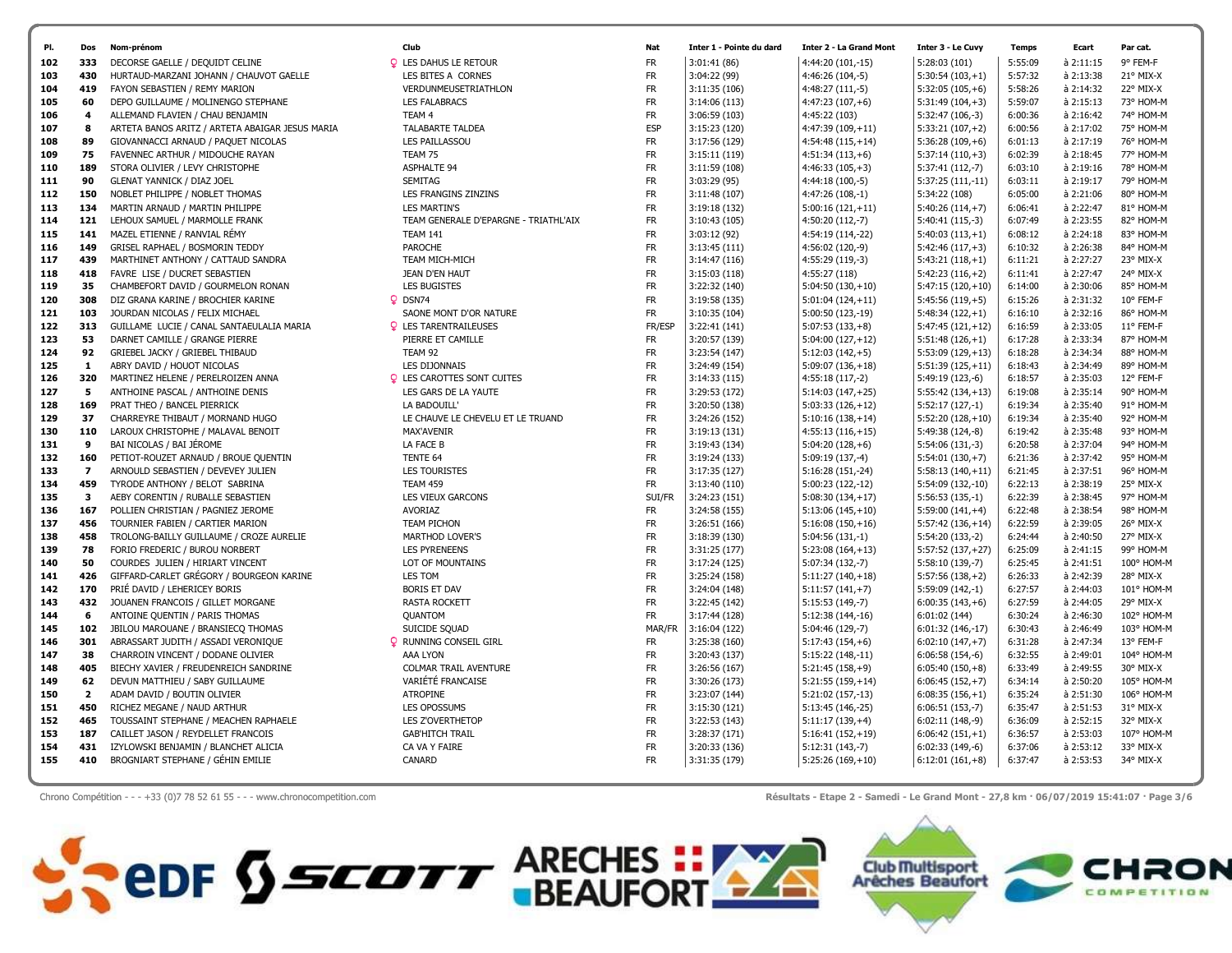| Pl. | Dos | Nom-prénom | Club | Nat | Inter 1 - Pointe du dard | Inter 2 - La Grand Mont | Inter 3 - Le Cuvy | Temps | Ecart | Par cat. |
|---|---|---|---|---|---|---|---|---|---|---|
| 102 | 333 | DECORSE GAELLE / DEQUIDT CELINE | ♀ LES DAHUS LE RETOUR | FR | 3:01:41 (86) | 4:44:20 (101,-15) | 5:28:03 (101) | 5:55:09 | à 2:11:15 | 9° FEM-F |
| 103 | 430 | HURTAUD-MARZANI JOHANN / CHAUVOT GAELLE | LES BITES A CORNES | FR | 3:04:22 (99) | 4:46:26 (104,-5) | 5:30:54 (103,+1) | 5:57:32 | à 2:13:38 | 21° MIX-X |
| 104 | 419 | FAYON SEBASTIEN / REMY MARION | VERDUNMEUSETRIATHLON | FR | 3:11:35 (106) | 4:48:27 (111,-5) | 5:32:05 (105,+6) | 5:58:26 | à 2:14:32 | 22° MIX-X |
| 105 | 60 | DEPO GUILLAUME / MOLINENGO STEPHANE | LES FALABRACS | FR | 3:14:06 (113) | 4:47:23 (107,+6) | 5:31:49 (104,+3) | 5:59:07 | à 2:15:13 | 73° HOM-M |
| 106 | 4 | ALLEMAND FLAVIEN / CHAU BENJAMIN | TEAM 4 | FR | 3:06:59 (103) | 4:45:22 (103) | 5:32:47 (106,-3) | 6:00:36 | à 2:16:42 | 74° HOM-M |
| 107 | 8 | ARTETA BANOS ARITZ / ARTETA ABAIGAR JESUS MARIA | TALABARTE TALDEA | ESP | 3:15:23 (120) | 4:47:39 (109,+11) | 5:33:21 (107,+2) | 6:00:56 | à 2:17:02 | 75° HOM-M |
| 108 | 89 | GIOVANNACCI ARNAUD / PAQUET NICOLAS | LES PAILLASSOU | FR | 3:17:56 (129) | 4:54:48 (115,+14) | 5:36:28 (109,+6) | 6:01:13 | à 2:17:19 | 76° HOM-M |
| 109 | 75 | FAVENNEC ARTHUR / MIDOUCHE RAYAN | TEAM 75 | FR | 3:15:11 (119) | 4:51:34 (113,+6) | 5:37:14 (110,+3) | 6:02:39 | à 2:18:45 | 77° HOM-M |
| 110 | 189 | STORA OLIVIER / LEVY CHRISTOPHE | ASPHALTE 94 | FR | 3:11:59 (108) | 4:46:33 (105,+3) | 5:37:41 (112,-7) | 6:03:10 | à 2:19:16 | 78° HOM-M |
| 111 | 90 | GLENAT YANNICK / DIAZ JOEL | SEMITAG | FR | 3:03:29 (95) | 4:44:18 (100,-5) | 5:37:25 (111,-11) | 6:03:11 | à 2:19:17 | 79° HOM-M |
| 112 | 150 | NOBLET PHILIPPE / NOBLET THOMAS | LES FRANGINS ZINZINS | FR | 3:11:48 (107) | 4:47:26 (108,-1) | 5:34:22 (108) | 6:05:00 | à 2:21:06 | 80° HOM-M |
| 113 | 134 | MARTIN ARNAUD / MARTIN PHILIPPE | LES MARTIN'S | FR | 3:19:18 (132) | 5:00:16 (121,+11) | 5:40:26 (114,+7) | 6:06:41 | à 2:22:47 | 81° HOM-M |
| 114 | 121 | LEHOUX SAMUEL / MARMOLLE FRANK | TEAM GENERALE D'EPARGNE - TRIATHL'AIX | FR | 3:10:43 (105) | 4:50:20 (112,-7) | 5:40:41 (115,-3) | 6:07:49 | à 2:23:55 | 82° HOM-M |
| 115 | 141 | MAZEL ETIENNE / RANVIAL RÉMY | TEAM 141 | FR | 3:03:12 (92) | 4:54:19 (114,-22) | 5:40:03 (113,+1) | 6:08:12 | à 2:24:18 | 83° HOM-M |
| 116 | 149 | GRISEL RAPHAEL / BOSMORIN TEDDY | PAROCHE | FR | 3:13:45 (111) | 4:56:02 (120,-9) | 5:42:46 (117,+3) | 6:10:32 | à 2:26:38 | 84° HOM-M |
| 117 | 439 | MARTHINET ANTHONY / CATTAUD SANDRA | TEAM MICH-MICH | FR | 3:14:47 (116) | 4:55:29 (119,-3) | 5:43:21 (118,+1) | 6:11:21 | à 2:27:27 | 23° MIX-X |
| 118 | 418 | FAVRE LISE / DUCRET SEBASTIEN | JEAN D'EN HAUT | FR | 3:15:03 (118) | 4:55:27 (118) | 5:42:23 (116,+2) | 6:11:41 | à 2:27:47 | 24° MIX-X |
| 119 | 35 | CHAMBEFORT DAVID / GOURMELON RONAN | LES BUGISTES | FR | 3:22:32 (140) | 5:04:50 (130,+10) | 5:47:15 (120,+10) | 6:14:00 | à 2:30:06 | 85° HOM-M |
| 120 | 308 | DIZ GRANA KARINE / BROCHIER KARINE | ♀ DSN74 | FR | 3:19:58 (135) | 5:01:04 (124,+11) | 5:45:56 (119,+5) | 6:15:26 | à 2:31:32 | 10° FEM-F |
| 121 | 103 | JOURDAN NICOLAS / FELIX MICHAEL | SAONE MONT D'OR NATURE | FR | 3:10:35 (104) | 5:00:50 (123,-19) | 5:48:34 (122,+1) | 6:16:10 | à 2:32:16 | 86° HOM-M |
| 122 | 313 | GUILLAME LUCIE / CANAL SANTAEULALIA MARIA | ♀ LES TARENTRAILEUSES | FR/ESP | 3:22:41 (141) | 5:07:53 (133,+8) | 5:47:45 (121,+12) | 6:16:59 | à 2:33:05 | 11° FEM-F |
| 123 | 53 | DARNET CAMILLE / GRANGE PIERRE | PIERRE ET CAMILLE | FR | 3:20:57 (139) | 5:04:00 (127,+12) | 5:51:48 (126,+1) | 6:17:28 | à 2:33:34 | 87° HOM-M |
| 124 | 92 | GRIEBEL JACKY / GRIEBEL THIBAUD | TEAM 92 | FR | 3:23:54 (147) | 5:12:03 (142,+5) | 5:53:09 (129,+13) | 6:18:28 | à 2:34:34 | 88° HOM-M |
| 125 | 1 | ABRY DAVID / HOUOT NICOLAS | LES DIJONNAIS | FR | 3:24:49 (154) | 5:09:07 (136,+18) | 5:51:39 (125,+11) | 6:18:43 | à 2:34:49 | 89° HOM-M |
| 126 | 320 | MARTINEZ HELENE / PERELROIZEN ANNA | ♀ LES CAROTTES SONT CUITES | FR | 3:14:33 (115) | 4:55:18 (117,-2) | 5:49:19 (123,-6) | 6:18:57 | à 2:35:03 | 12° FEM-F |
| 127 | 5 | ANTHOINE PASCAL / ANTHOINE DENIS | LES GARS DE LA YAUTE | FR | 3:29:53 (172) | 5:14:03 (147,+25) | 5:55:42 (134,+13) | 6:19:08 | à 2:35:14 | 90° HOM-M |
| 128 | 169 | PRAT THEO / BANCEL PIERRICK | LA BADOUILL' | FR | 3:20:50 (138) | 5:03:33 (126,+12) | 5:52:17 (127,-1) | 6:19:34 | à 2:35:40 | 91° HOM-M |
| 129 | 37 | CHARREYRE THIBAUT / MORNAND HUGO | LE CHAUVE LE CHEVELU ET LE TRUAND | FR | 3:24:26 (152) | 5:10:16 (138,+14) | 5:52:20 (128,+10) | 6:19:34 | à 2:35:40 | 92° HOM-M |
| 130 | 110 | LAROUX CHRISTOPHE / MALAVAL BENOIT | MAX'AVENIR | FR | 3:19:13 (131) | 4:55:13 (116,+15) | 5:49:38 (124,-8) | 6:19:42 | à 2:35:48 | 93° HOM-M |
| 131 | 9 | BAI NICOLAS / BAI JÉROME | LA FACE B | FR | 3:19:43 (134) | 5:04:20 (128,+6) | 5:54:06 (131,-3) | 6:20:58 | à 2:37:04 | 94° HOM-M |
| 132 | 160 | PETIOT-ROUZET ARNAUD / BROUE QUENTIN | TENTE 64 | FR | 3:19:24 (133) | 5:09:19 (137,-4) | 5:54:01 (130,+7) | 6:21:36 | à 2:37:42 | 95° HOM-M |
| 133 | 7 | ARNOULD SEBASTIEN / DEVEVEY JULIEN | LES TOURISTES | FR | 3:17:35 (127) | 5:16:28 (151,-24) | 5:58:13 (140,+11) | 6:21:45 | à 2:37:51 | 96° HOM-M |
| 134 | 459 | TYRODE ANTHONY / BELOT SABRINA | TEAM 459 | FR | 3:13:40 (110) | 5:00:23 (122,-12) | 5:54:09 (132,-10) | 6:22:13 | à 2:38:19 | 25° MIX-X |
| 135 | 3 | AEBY CORENTIN / RUBALLE SEBASTIEN | LES VIEUX GARCONS | SUI/FR | 3:24:23 (151) | 5:08:30 (134,+17) | 5:56:53 (135,-1) | 6:22:39 | à 2:38:45 | 97° HOM-M |
| 136 | 167 | POLLIEN CHRISTIAN / PAGNIEZ JEROME | AVORIAZ | FR | 3:24:58 (155) | 5:13:06 (145,+10) | 5:59:00 (141,+4) | 6:22:48 | à 2:38:54 | 98° HOM-M |
| 137 | 456 | TOURNIER FABIEN / CARTIER MARION | TEAM PICHON | FR | 3:26:51 (166) | 5:16:08 (150,+16) | 5:57:42 (136,+14) | 6:22:59 | à 2:39:05 | 26° MIX-X |
| 138 | 458 | TROLONG-BAILLY GUILLAUME / CROZE AURELIE | MARTHOD LOVER'S | FR | 3:18:39 (130) | 5:04:56 (131,-1) | 5:54:20 (133,-2) | 6:24:44 | à 2:40:50 | 27° MIX-X |
| 139 | 78 | FORIO FREDERIC / BUROU NORBERT | LES PYRENEENS | FR | 3:31:25 (177) | 5:23:08 (164,+13) | 5:57:52 (137,+27) | 6:25:09 | à 2:41:15 | 99° HOM-M |
| 140 | 50 | COURDES JULIEN / HIRIART VINCENT | LOT OF MOUNTAINS | FR | 3:17:24 (125) | 5:07:34 (132,-7) | 5:58:10 (139,-7) | 6:25:45 | à 2:41:51 | 100° HOM-M |
| 141 | 426 | GIFFARD-CARLET GRÉGORY / BOURGEON KARINE | LES TOM | FR | 3:25:24 (158) | 5:11:27 (140,+18) | 5:57:56 (138,+2) | 6:26:33 | à 2:42:39 | 28° MIX-X |
| 142 | 170 | PRIÉ DAVID / LEHERICEY BORIS | BORIS ET DAV | FR | 3:24:04 (148) | 5:11:57 (141,+7) | 5:59:09 (142,-1) | 6:27:57 | à 2:44:03 | 101° HOM-M |
| 143 | 432 | JOUANEN FRANCOIS / GILLET MORGANE | RASTA ROCKETT | FR | 3:22:45 (142) | 5:15:53 (149,-7) | 6:00:35 (143,+6) | 6:27:59 | à 2:44:05 | 29° MIX-X |
| 144 | 6 | ANTOINE QUENTIN / PARIS THOMAS | QUANTOM | FR | 3:17:44 (128) | 5:12:38 (144,-16) | 6:01:02 (144) | 6:30:24 | à 2:46:30 | 102° HOM-M |
| 145 | 102 | JBILOU MAROUANE / BRANSIECQ THOMAS | SUICIDE SQUAD | MAR/FR | 3:16:04 (122) | 5:04:46 (129,-7) | 6:01:32 (146,-17) | 6:30:43 | à 2:46:49 | 103° HOM-M |
| 146 | 301 | ABRASSART JUDITH / ASSADI VERONIQUE | ♀ RUNNING CONSEIL GIRL | FR | 3:25:38 (160) | 5:17:43 (154,+6) | 6:02:10 (147,+7) | 6:31:28 | à 2:47:34 | 13° FEM-F |
| 147 | 38 | CHARROIN VINCENT / DODANE OLIVIER | AAA LYON | FR | 3:20:43 (137) | 5:15:22 (148,-11) | 6:06:58 (154,-6) | 6:32:55 | à 2:49:01 | 104° HOM-M |
| 148 | 405 | BIECHY XAVIER / FREUDENREICH SANDRINE | COLMAR TRAIL AVENTURE | FR | 3:26:56 (167) | 5:21:45 (158,+9) | 6:05:40 (150,+8) | 6:33:49 | à 2:49:55 | 30° MIX-X |
| 149 | 62 | DEVUN MATTHIEU / SABY GUILLAUME | VARIÉTÉ FRANCAISE | FR | 3:30:26 (173) | 5:21:55 (159,+14) | 6:06:45 (152,+7) | 6:34:14 | à 2:50:20 | 105° HOM-M |
| 150 | 2 | ADAM DAVID / BOUTIN OLIVIER | ATROPINE | FR | 3:23:07 (144) | 5:21:02 (157,-13) | 6:08:35 (156,+1) | 6:35:24 | à 2:51:30 | 106° HOM-M |
| 151 | 450 | RICHEZ MEGANE / NAUD ARTHUR | LES OPOSSUMS | FR | 3:15:30 (121) | 5:13:45 (146,-25) | 6:06:51 (153,-7) | 6:35:47 | à 2:51:53 | 31° MIX-X |
| 152 | 465 | TOUSSAINT STEPHANE / MEACHEN RAPHAELE | LES Z'OVERTHETOP | FR | 3:22:53 (143) | 5:11:17 (139,+4) | 6:02:11 (148,-9) | 6:36:09 | à 2:52:15 | 32° MIX-X |
| 153 | 187 | CAILLET JASON / REYDELLET FRANCOIS | GAB'HITCH TRAIL | FR | 3:28:37 (171) | 5:16:41 (152,+19) | 6:06:42 (151,+1) | 6:36:57 | à 2:53:03 | 107° HOM-M |
| 154 | 431 | IZYLOWSKI BENJAMIN / BLANCHET ALICIA | CA VA Y FAIRE | FR | 3:20:33 (136) | 5:12:31 (143,-7) | 6:02:33 (149,-6) | 6:37:06 | à 2:53:12 | 33° MIX-X |
| 155 | 410 | BROGNIART STEPHANE / GÉHIN EMILIE | CANARD | FR | 3:31:35 (179) | 5:25:26 (169,+10) | 6:12:01 (161,+8) | 6:37:47 | à 2:53:53 | 34° MIX-X |

Chrono Compétition - - - +33 (0)7 78 52 61 55 - - - www.chronocompetition.com

Résultats - Etape 2 - Samedi - Le Grand Mont - 27,8 km · 06/07/2019 15:41:07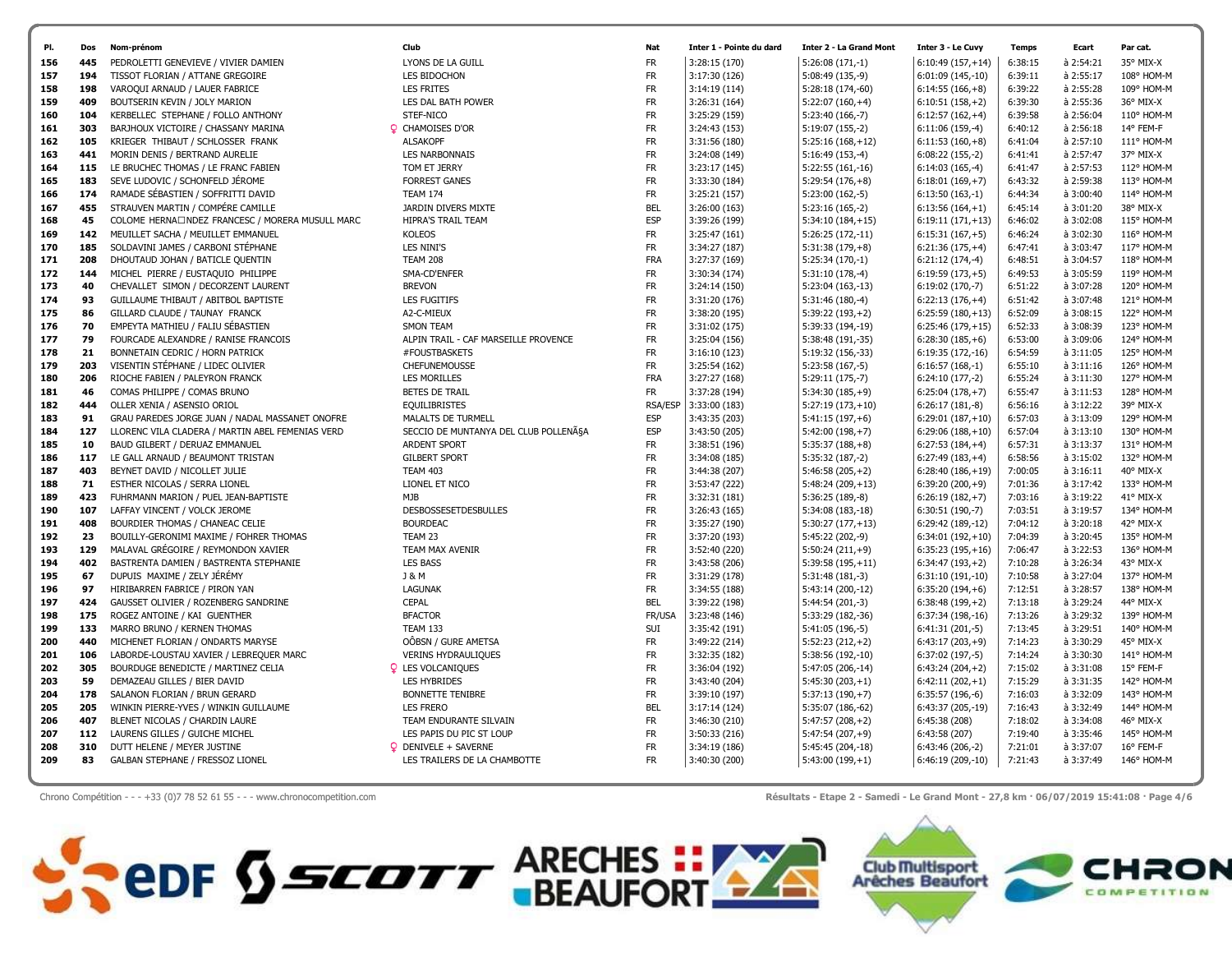| Pl. | Dos | Nom-prénom | Club | Nat | Inter 1 - Pointe du dard | Inter 2 - La Grand Mont | Inter 3 - Le Cuvy | Temps | Ecart | Par cat. |
|---|---|---|---|---|---|---|---|---|---|---|
| 156 | 445 | PEDROLETTI GENEVIEVE / VIVIER DAMIEN | LYONS DE LA GUILL | FR | 3:28:15 (170) | 5:26:08 (171,-1) | 6:10:49 (157,+14) | 6:38:15 | à 2:54:21 | 35° MIX-X |
| 157 | 194 | TISSOT FLORIAN / ATTANE GREGOIRE | LES BIDOCHON | FR | 3:17:30 (126) | 5:08:49 (135,-9) | 6:01:09 (145,-10) | 6:39:11 | à 2:55:17 | 108° HOM-M |
| 158 | 198 | VAROQUI ARNAUD / LAUER FABRICE | LES FRITES | FR | 3:14:19 (114) | 5:28:18 (174,-60) | 6:14:55 (166,+8) | 6:39:22 | à 2:55:28 | 109° HOM-M |
| 159 | 409 | BOUTSERIN KEVIN / JOLY MARION | LES DAL BATH POWER | FR | 3:26:31 (164) | 5:22:07 (160,+4) | 6:10:51 (158,+2) | 6:39:30 | à 2:55:36 | 36° MIX-X |
| 160 | 104 | KERBELLEC STEPHANE / FOLLO ANTHONY | STEF-NICO | FR | 3:25:29 (159) | 5:23:40 (166,-7) | 6:12:57 (162,+4) | 6:39:58 | à 2:56:04 | 110° HOM-M |
| 161 | 303 | BARJHOUX VICTOIRE / CHASSANY MARINA | ♀ CHAMOISES D'OR | FR | 3:24:43 (153) | 5:19:07 (155,-2) | 6:11:06 (159,-4) | 6:40:12 | à 2:56:18 | 14° FEM-F |
| 162 | 105 | KRIEGER THIBAUT / SCHLOSSER FRANK | ALSAKOPF | FR | 3:31:56 (180) | 5:25:16 (168,+12) | 6:11:53 (160,+8) | 6:41:04 | à 2:57:10 | 111° HOM-M |
| 163 | 441 | MORIN DENIS / BERTRAND AURELIE | LES NARBONNAIS | FR | 3:24:08 (149) | 5:16:49 (153,-4) | 6:08:22 (155,-2) | 6:41:41 | à 2:57:47 | 37° MIX-X |
| 164 | 115 | LE BRUCHEC THOMAS / LE FRANC FABIEN | TOM ET JERRY | FR | 3:23:17 (145) | 5:22:55 (161,-16) | 6:14:03 (165,-4) | 6:41:47 | à 2:57:53 | 112° HOM-M |
| 165 | 183 | SEVE LUDOVIC / SCHONFELD JÉROME | FORREST GANES | FR | 3:33:30 (184) | 5:29:54 (176,+8) | 6:18:01 (169,+7) | 6:43:32 | à 2:59:38 | 113° HOM-M |
| 166 | 174 | RAMADE SÉBASTIEN / SOFFRITTI DAVID | TEAM 174 | FR | 3:25:21 (157) | 5:23:00 (162,-5) | 6:13:50 (163,-1) | 6:44:34 | à 3:00:40 | 114° HOM-M |
| 167 | 455 | STRAUVEN MARTIN / COMPÉRE CAMILLE | JARDIN DIVERS MIXTE | BEL | 3:26:00 (163) | 5:23:16 (165,-2) | 6:13:56 (164,+1) | 6:45:14 | à 3:01:20 | 38° MIX-X |
| 168 | 45 | COLOME HERNA□NDEZ FRANCESC / MORERA MUSULL MARC | HIPRA'S TRAIL TEAM | ESP | 3:39:26 (199) | 5:34:10 (184,+15) | 6:19:11 (171,+13) | 6:46:02 | à 3:02:08 | 115° HOM-M |
| 169 | 142 | MEUILLET SACHA / MEUILLET EMMANUEL | KOLEOS | FR | 3:25:47 (161) | 5:26:25 (172,-11) | 6:15:31 (167,+5) | 6:46:24 | à 3:02:30 | 116° HOM-M |
| 170 | 185 | SOLDAVINI JAMES / CARBONI STÉPHANE | LES NINI'S | FR | 3:34:27 (187) | 5:31:38 (179,+8) | 6:21:36 (175,+4) | 6:47:41 | à 3:03:47 | 117° HOM-M |
| 171 | 208 | DHOUTAUD JOHAN / BATICLE QUENTIN | TEAM 208 | FRA | 3:27:37 (169) | 5:25:34 (170,-1) | 6:21:12 (174,-4) | 6:48:51 | à 3:04:57 | 118° HOM-M |
| 172 | 144 | MICHEL PIERRE / EUSTAQUIO PHILIPPE | SMA-CD'ENFER | FR | 3:30:34 (174) | 5:31:10 (178,-4) | 6:19:59 (173,+5) | 6:49:53 | à 3:05:59 | 119° HOM-M |
| 173 | 40 | CHEVALLET SIMON / DECORZENT LAURENT | BREVON | FR | 3:24:14 (150) | 5:23:04 (163,-13) | 6:19:02 (170,-7) | 6:51:22 | à 3:07:28 | 120° HOM-M |
| 174 | 93 | GUILLAUME THIBAUT / ABITBOL BAPTISTE | LES FUGITIFS | FR | 3:31:20 (176) | 5:31:46 (180,-4) | 6:22:13 (176,+4) | 6:51:42 | à 3:07:48 | 121° HOM-M |
| 175 | 86 | GILLARD CLAUDE / TAUNAY FRANCK | A2-C-MIEUX | FR | 3:38:20 (195) | 5:39:22 (193,+2) | 6:25:59 (180,+13) | 6:52:09 | à 3:08:15 | 122° HOM-M |
| 176 | 70 | EMPEYTA MATHIEU / FALIU SÉBASTIEN | SMON TEAM | FR | 3:31:02 (175) | 5:39:33 (194,-19) | 6:25:46 (179,+15) | 6:52:33 | à 3:08:39 | 123° HOM-M |
| 177 | 79 | FOURCADE ALEXANDRE / RANISE FRANCOIS | ALPIN TRAIL - CAF MARSEILLE PROVENCE | FR | 3:25:04 (156) | 5:38:48 (191,-35) | 6:28:30 (185,+6) | 6:53:00 | à 3:09:06 | 124° HOM-M |
| 178 | 21 | BONNETAIN CEDRIC / HORN PATRICK | #FOUSTBASKETS | FR | 3:16:10 (123) | 5:19:32 (156,-33) | 6:19:35 (172,-16) | 6:54:59 | à 3:11:05 | 125° HOM-M |
| 179 | 203 | VISENTIN STÉPHANE / LIDEC OLIVIER | CHEFUNEMOUSSE | FR | 3:25:54 (162) | 5:23:58 (167,-5) | 6:16:57 (168,-1) | 6:55:10 | à 3:11:16 | 126° HOM-M |
| 180 | 206 | RIOCHE FABIEN / PALEYRON FRANCK | LES MORILLES | FRA | 3:27:27 (168) | 5:29:11 (175,-7) | 6:24:10 (177,-2) | 6:55:24 | à 3:11:30 | 127° HOM-M |
| 181 | 46 | COMAS PHILIPPE / COMAS BRUNO | BETES DE TRAIL | FR | 3:37:28 (194) | 5:34:30 (185,+9) | 6:25:04 (178,+7) | 6:55:47 | à 3:11:53 | 128° HOM-M |
| 182 | 444 | OLLER XENIA / ASENSIO ORIOL | EQUILIBRISTES | RSA/ESP | 3:33:00 (183) | 5:27:19 (173,+10) | 6:26:17 (181,-8) | 6:56:16 | à 3:12:22 | 39° MIX-X |
| 183 | 91 | GRAU PAREDES JORGE JUAN / NADAL MASSANET ONOFRE | MALALTS DE TURMELL | ESP | 3:43:35 (203) | 5:41:15 (197,+6) | 6:29:01 (187,+10) | 6:57:03 | à 3:13:09 | 129° HOM-M |
| 184 | 127 | LLORENC VILA CLADERA / MARTIN ABEL FEMENIAS VERD | SECCIO DE MUNTANYA DEL CLUB POLLENÃ§A | ESP | 3:43:50 (205) | 5:42:00 (198,+7) | 6:29:06 (188,+10) | 6:57:04 | à 3:13:10 | 130° HOM-M |
| 185 | 10 | BAUD GILBERT / DERUAZ EMMANUEL | ARDENT SPORT | FR | 3:38:51 (196) | 5:35:37 (188,+8) | 6:27:53 (184,+4) | 6:57:31 | à 3:13:37 | 131° HOM-M |
| 186 | 117 | LE GALL ARNAUD / BEAUMONT TRISTAN | GILBERT SPORT | FR | 3:34:08 (185) | 5:35:32 (187,-2) | 6:27:49 (183,+4) | 6:58:56 | à 3:15:02 | 132° HOM-M |
| 187 | 403 | BEYNET DAVID / NICOLLET JULIE | TEAM 403 | FR | 3:44:38 (207) | 5:46:58 (205,+2) | 6:28:40 (186,+19) | 7:00:05 | à 3:16:11 | 40° MIX-X |
| 188 | 71 | ESTHER NICOLAS / SERRA LIONEL | LIONEL ET NICO | FR | 3:53:47 (222) | 5:48:24 (209,+13) | 6:39:20 (200,+9) | 7:01:36 | à 3:17:42 | 133° HOM-M |
| 189 | 423 | FUHRMANN MARION / PUEL JEAN-BAPTISTE | MJB | FR | 3:32:31 (181) | 5:36:25 (189,-8) | 6:26:19 (182,+7) | 7:03:16 | à 3:19:22 | 41° MIX-X |
| 190 | 107 | LAFFAY VINCENT / VOLCK JEROME | DESBOSSESETDESBULLES | FR | 3:26:43 (165) | 5:34:08 (183,-18) | 6:30:51 (190,-7) | 7:03:51 | à 3:19:57 | 134° HOM-M |
| 191 | 408 | BOURDIER THOMAS / CHANEAC CELIE | BOURDEAC | FR | 3:35:27 (190) | 5:30:27 (177,+13) | 6:29:42 (189,-12) | 7:04:12 | à 3:20:18 | 42° MIX-X |
| 192 | 23 | BOUILLY-GERONIMI MAXIME / FOHRER THOMAS | TEAM 23 | FR | 3:37:20 (193) | 5:45:22 (202,-9) | 6:34:01 (192,+10) | 7:04:39 | à 3:20:45 | 135° HOM-M |
| 193 | 129 | MALAVAL GRÉGOIRE / REYMONDON XAVIER | TEAM MAX AVENIR | FR | 3:52:40 (220) | 5:50:24 (211,+9) | 6:35:23 (195,+16) | 7:06:47 | à 3:22:53 | 136° HOM-M |
| 194 | 402 | BASTRENTA DAMIEN / BASTRENTA STEPHANIE | LES BASS | FR | 3:43:58 (206) | 5:39:58 (195,+11) | 6:34:47 (193,+2) | 7:10:28 | à 3:26:34 | 43° MIX-X |
| 195 | 67 | DUPUIS MAXIME / ZELY JÉRÉMY | J & M | FR | 3:31:29 (178) | 5:31:48 (181,-3) | 6:31:10 (191,-10) | 7:10:58 | à 3:27:04 | 137° HOM-M |
| 196 | 97 | HIRIBARREN FABRICE / PIRON YAN | LAGUNAK | FR | 3:34:55 (188) | 5:43:14 (200,-12) | 6:35:20 (194,+6) | 7:12:51 | à 3:28:57 | 138° HOM-M |
| 197 | 424 | GAUSSET OLIVIER / ROZENBERG SANDRINE | CEPAL | BEL | 3:39:22 (198) | 5:44:54 (201,-3) | 6:38:48 (199,+2) | 7:13:18 | à 3:29:24 | 44° MIX-X |
| 198 | 175 | ROGEZ ANTOINE / KAI GUENTHER | BFACTOR | FR/USA | 3:23:48 (146) | 5:33:29 (182,-36) | 6:37:34 (198,-16) | 7:13:26 | à 3:29:32 | 139° HOM-M |
| 199 | 133 | MARRO BRUNO / KERNEN THOMAS | TEAM 133 | SUI | 3:35:42 (191) | 5:41:05 (196,-5) | 6:41:31 (201,-5) | 7:13:45 | à 3:29:51 | 140° HOM-M |
| 200 | 440 | MICHENET FLORIAN / ONDARTS MARYSE | OÔBSN / GURE AMETSA | FR | 3:49:22 (214) | 5:52:23 (212,+2) | 6:43:17 (203,+9) | 7:14:23 | à 3:30:29 | 45° MIX-X |
| 201 | 106 | LABORDE-LOUSTAU XAVIER / LEBREQUER MARC | VERINS HYDRAULIQUES | FR | 3:32:35 (182) | 5:38:56 (192,-10) | 6:37:02 (197,-5) | 7:14:24 | à 3:30:30 | 141° HOM-M |
| 202 | 305 | BOURDUGE BENEDICTE / MARTINEZ CELIA | ♀ LES VOLCANIQUES | FR | 3:36:04 (192) | 5:47:05 (206,-14) | 6:43:24 (204,+2) | 7:15:02 | à 3:31:08 | 15° FEM-F |
| 203 | 59 | DEMAZEAU GILLES / BIER DAVID | LES HYBRIDES | FR | 3:43:40 (204) | 5:45:30 (203,+1) | 6:42:11 (202,+1) | 7:15:29 | à 3:31:35 | 142° HOM-M |
| 204 | 178 | SALANON FLORIAN / BRUN GERARD | BONNETTE TENIBRE | FR | 3:39:10 (197) | 5:37:13 (190,+7) | 6:35:57 (196,-6) | 7:16:03 | à 3:32:09 | 143° HOM-M |
| 205 | 205 | WINKIN PIERRE-YVES / WINKIN GUILLAUME | LES FRERO | BEL | 3:17:14 (124) | 5:35:07 (186,-62) | 6:43:37 (205,-19) | 7:16:43 | à 3:32:49 | 144° HOM-M |
| 206 | 407 | BLENET NICOLAS / CHARDIN LAURE | TEAM ENDURANTE SILVAIN | FR | 3:46:30 (210) | 5:47:57 (208,+2) | 6:45:38 (208) | 7:18:02 | à 3:34:08 | 46° MIX-X |
| 207 | 112 | LAURENS GILLES / GUICHE MICHEL | LES PAPIS DU PIC ST LOUP | FR | 3:50:33 (216) | 5:47:54 (207,+9) | 6:43:58 (207) | 7:19:40 | à 3:35:46 | 145° HOM-M |
| 208 | 310 | DUTT HELENE / MEYER JUSTINE | ♀ DENIVELE + SAVERNE | FR | 3:34:19 (186) | 5:45:45 (204,-18) | 6:43:46 (206,-2) | 7:21:01 | à 3:37:07 | 16° FEM-F |
| 209 | 83 | GALBAN STEPHANE / FRESSOZ LIONEL | LES TRAILERS DE LA CHAMBOTTE | FR | 3:40:30 (200) | 5:43:00 (199,+1) | 6:46:19 (209,-10) | 7:21:43 | à 3:37:49 | 146° HOM-M |

Chrono Compétition - - - +33 (0)7 78 52 61 55 - - - www.chronocompetition.com

Résultats - Etape 2 - Samedi - Le Grand Mont - 27,8 km · 06/07/2019 15:41:08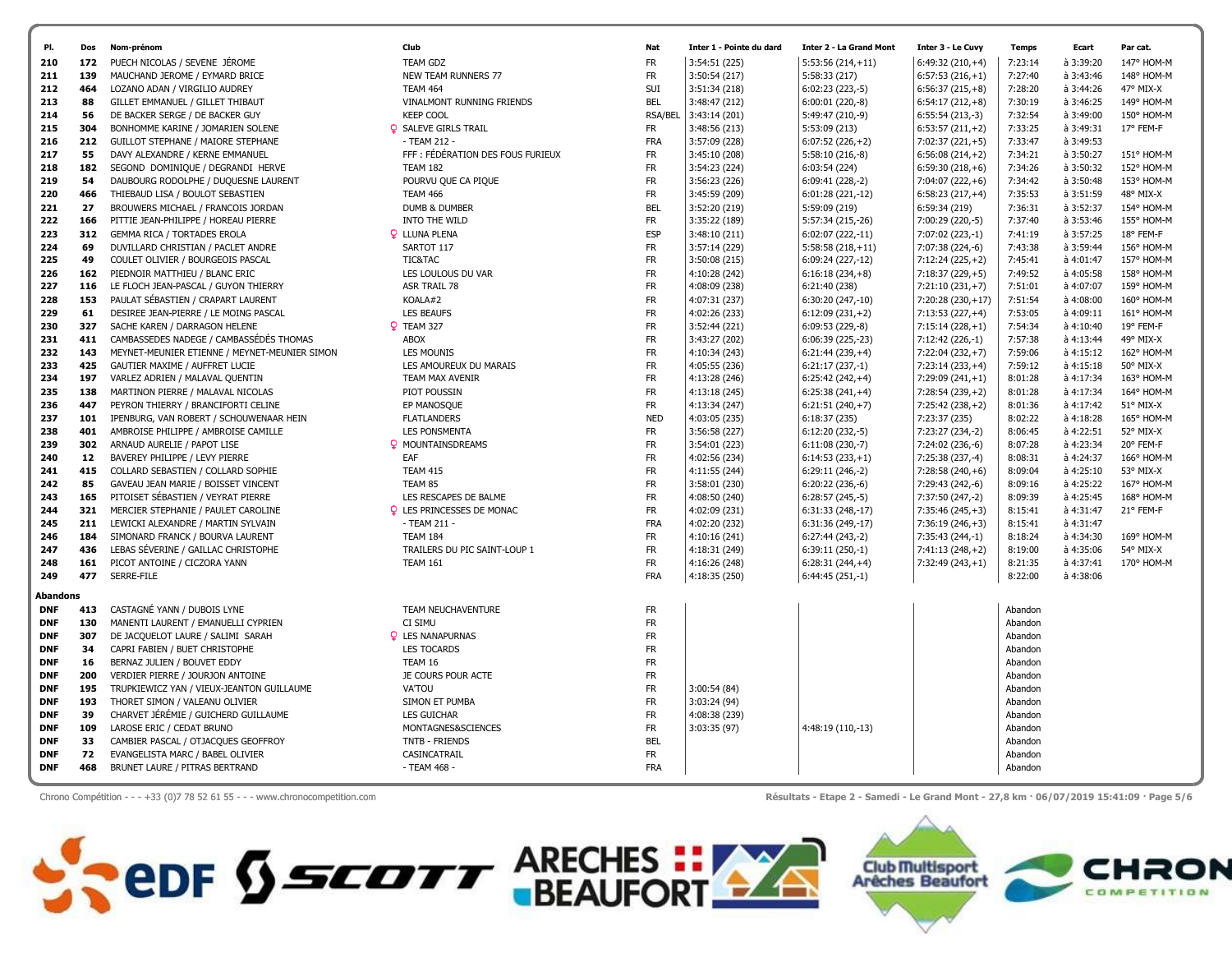| Pl. | Dos | Nom-prénom | Club | Nat | Inter 1 - Pointe du dard | Inter 2 - La Grand Mont | Inter 3 - Le Cuvy | Temps | Ecart | Par cat. |
|---|---|---|---|---|---|---|---|---|---|---|
| 210 | 172 | PUECH NICOLAS / SEVENE JÉROME | TEAM GDZ | FR | 3:54:51 (225) | 5:53:56 (214,+11) | 6:49:32 (210,+4) | 7:23:14 | à 3:39:20 | 147° HOM-M |
| 211 | 139 | MAUCHAND JEROME / EYMARD BRICE | NEW TEAM RUNNERS 77 | FR | 3:50:54 (217) | 5:58:33 (217) | 6:57:53 (216,+1) | 7:27:40 | à 3:43:46 | 148° HOM-M |
| 212 | 464 | LOZANO ADAN / VIRGILIO AUDREY | TEAM 464 | SUI | 3:51:34 (218) | 6:02:23 (223,-5) | 6:56:37 (215,+8) | 7:28:20 | à 3:44:26 | 47° MIX-X |
| 213 | 88 | GILLET EMMANUEL / GILLET THIBAUT | VINALMONT RUNNING FRIENDS | BEL | 3:48:47 (212) | 6:00:01 (220,-8) | 6:54:17 (212,+8) | 7:30:19 | à 3:46:25 | 149° HOM-M |
| 214 | 56 | DE BACKER SERGE / DE BACKER GUY | KEEP COOL | RSA/BEL | 3:43:14 (201) | 5:49:47 (210,-9) | 6:55:54 (213,-3) | 7:32:54 | à 3:49:00 | 150° HOM-M |
| 215 | 304 | BONHOMME KARINE / JOMARIEN SOLENE | ♀ SALEVE GIRLS TRAIL | FR | 3:48:56 (213) | 5:53:09 (213) | 6:53:57 (211,+2) | 7:33:25 | à 3:49:31 | 17° FEM-F |
| 216 | 212 | GUILLOT STEPHANE / MAIORE STEPHANE | - TEAM 212 - | FRA | 3:57:09 (228) | 6:07:52 (226,+2) | 7:02:37 (221,+5) | 7:33:47 | à 3:49:53 | |
| 217 | 55 | DAVY ALEXANDRE / KERNE EMMANUEL | FFF : FÉDÉRATION DES FOUS FURIEUX | FR | 3:45:10 (208) | 5:58:10 (216,-8) | 6:56:08 (214,+2) | 7:34:21 | à 3:50:27 | 151° HOM-M |
| 218 | 182 | SEGOND DOMINIQUE / DEGRANDI HERVE | TEAM 182 | FR | 3:54:23 (224) | 6:03:54 (224) | 6:59:30 (218,+6) | 7:34:26 | à 3:50:32 | 152° HOM-M |
| 219 | 54 | DAUBOURG RODOLPHE / DUQUESNE LAURENT | POURVU QUE CA PIQUE | FR | 3:56:23 (226) | 6:09:41 (228,-2) | 7:04:07 (222,+6) | 7:34:42 | à 3:50:48 | 153° HOM-M |
| 220 | 466 | THIEBAUD LISA / BOULOT SEBASTIEN | TEAM 466 | FR | 3:45:59 (209) | 6:01:28 (221,-12) | 6:58:23 (217,+4) | 7:35:53 | à 3:51:59 | 48° MIX-X |
| 221 | 27 | BROUWERS MICHAEL / FRANCOIS JORDAN | DUMB & DUMBER | BEL | 3:52:20 (219) | 5:59:09 (219) | 6:59:34 (219) | 7:36:31 | à 3:52:37 | 154° HOM-M |
| 222 | 166 | PITTIE JEAN-PHILIPPE / HOREAU PIERRE | INTO THE WILD | FR | 3:35:22 (189) | 5:57:34 (215,-26) | 7:00:29 (220,-5) | 7:37:40 | à 3:53:46 | 155° HOM-M |
| 223 | 312 | GEMMA RICA / TORTADES EROLA | ♀ LLUNA PLENA | ESP | 3:48:10 (211) | 6:02:07 (222,-11) | 7:07:02 (223,-1) | 7:41:19 | à 3:57:25 | 18° FEM-F |
| 224 | 69 | DUVILLARD CHRISTIAN / PACLET ANDRE | SARTOT 117 | FR | 3:57:14 (229) | 5:58:58 (218,+11) | 7:07:38 (224,-6) | 7:43:38 | à 3:59:44 | 156° HOM-M |
| 225 | 49 | COULET OLIVIER / BOURGEOIS PASCAL | TIC&TAC | FR | 3:50:08 (215) | 6:09:24 (227,-12) | 7:12:24 (225,+2) | 7:45:41 | à 4:01:47 | 157° HOM-M |
| 226 | 162 | PIEDNOIR MATTHIEU / BLANC ERIC | LES LOULOUS DU VAR | FR | 4:10:28 (242) | 6:16:18 (234,+8) | 7:18:37 (229,+5) | 7:49:52 | à 4:05:58 | 158° HOM-M |
| 227 | 116 | LE FLOCH JEAN-PASCAL / GUYON THIERRY | ASR TRAIL 78 | FR | 4:08:09 (238) | 6:21:40 (238) | 7:21:10 (231,+7) | 7:51:01 | à 4:07:07 | 159° HOM-M |
| 228 | 153 | PAULAT SÉBASTIEN / CRAPART LAURENT | KOALA#2 | FR | 4:07:31 (237) | 6:30:20 (247,-10) | 7:20:28 (230,+17) | 7:51:54 | à 4:08:00 | 160° HOM-M |
| 229 | 61 | DESIREE JEAN-PIERRE / LE MOING PASCAL | LES BEAUFS | FR | 4:02:26 (233) | 6:12:09 (231,+2) | 7:13:53 (227,+4) | 7:53:05 | à 4:09:11 | 161° HOM-M |
| 230 | 327 | SACHE KAREN / DARRAGON HELENE | ♀ TEAM 327 | FR | 3:52:44 (221) | 6:09:53 (229,-8) | 7:15:14 (228,+1) | 7:54:34 | à 4:10:40 | 19° FEM-F |
| 231 | 411 | CAMBASSEDES NADEGE / CAMBASSÉDÈS THOMAS | ABOX | FR | 3:43:27 (202) | 6:06:39 (225,-23) | 7:12:42 (226,-1) | 7:57:38 | à 4:13:44 | 49° MIX-X |
| 232 | 143 | MEYNET-MEUNIER ETIENNE / MEYNET-MEUNIER SIMON | LES MOUNIS | FR | 4:10:34 (243) | 6:21:44 (239,+4) | 7:22:04 (232,+7) | 7:59:06 | à 4:15:12 | 162° HOM-M |
| 233 | 425 | GAUTIER MAXIME / AUFFRET LUCIE | LES AMOUREUX DU MARAIS | FR | 4:05:55 (236) | 6:21:17 (237,-1) | 7:23:14 (233,+4) | 7:59:12 | à 4:15:18 | 50° MIX-X |
| 234 | 197 | VARLEZ ADRIEN / MALAVAL QUENTIN | TEAM MAX AVENIR | FR | 4:13:28 (246) | 6:25:42 (242,+4) | 7:29:09 (241,+1) | 8:01:28 | à 4:17:34 | 163° HOM-M |
| 235 | 138 | MARTINON PIERRE / MALAVAL NICOLAS | PIOT POUSSIN | FR | 4:13:18 (245) | 6:25:38 (241,+4) | 7:28:54 (239,+2) | 8:01:28 | à 4:17:34 | 164° HOM-M |
| 236 | 447 | PEYRON THIERRY / BRANCIFORTI CELINE | EP MANOSQUE | FR | 4:13:34 (247) | 6:21:51 (240,+7) | 7:25:42 (238,+2) | 8:01:36 | à 4:17:42 | 51° MIX-X |
| 237 | 101 | IPENBURG, VAN ROBERT / SCHOUWENAAR HEIN | FLATLANDERS | NED | 4:03:05 (235) | 6:18:37 (235) | 7:23:37 (235) | 8:02:22 | à 4:18:28 | 165° HOM-M |
| 238 | 401 | AMBROISE PHILIPPE / AMBROISE CAMILLE | LES PONSMENTA | FR | 3:56:58 (227) | 6:12:20 (232,-5) | 7:23:27 (234,-2) | 8:06:45 | à 4:22:51 | 52° MIX-X |
| 239 | 302 | ARNAUD AURELIE / PAPOT LISE | ♀ MOUNTAINSDREAMS | FR | 3:54:01 (223) | 6:11:08 (230,-7) | 7:24:02 (236,-6) | 8:07:28 | à 4:23:34 | 20° FEM-F |
| 240 | 12 | BAVEREY PHILIPPE / LEVY PIERRE | EAF | FR | 4:02:56 (234) | 6:14:53 (233,+1) | 7:25:38 (237,-4) | 8:08:31 | à 4:24:37 | 166° HOM-M |
| 241 | 415 | COLLARD SEBASTIEN / COLLARD SOPHIE | TEAM 415 | FR | 4:11:55 (244) | 6:29:11 (246,-2) | 7:28:58 (240,+6) | 8:09:04 | à 4:25:10 | 53° MIX-X |
| 242 | 85 | GAVEAU JEAN MARIE / BOISSET VINCENT | TEAM 85 | FR | 3:58:01 (230) | 6:20:22 (236,-6) | 7:29:43 (242,-6) | 8:09:16 | à 4:25:22 | 167° HOM-M |
| 243 | 165 | PITOISET SÉBASTIEN / VEYRAT PIERRE | LES RESCAPES DE BALME | FR | 4:08:50 (240) | 6:28:57 (245,-5) | 7:37:50 (247,-2) | 8:09:39 | à 4:25:45 | 168° HOM-M |
| 244 | 321 | MERCIER STEPHANIE / PAULET CAROLINE | ♀ LES PRINCESSES DE MONAC | FR | 4:02:09 (231) | 6:31:33 (248,-17) | 7:35:46 (245,+3) | 8:15:41 | à 4:31:47 | 21° FEM-F |
| 245 | 211 | LEWICKI ALEXANDRE / MARTIN SYLVAIN | - TEAM 211 - | FRA | 4:02:20 (232) | 6:31:36 (249,-17) | 7:36:19 (246,+3) | 8:15:41 | à 4:31:47 | |
| 246 | 184 | SIMONARD FRANCK / BOURVA LAURENT | TEAM 184 | FR | 4:10:16 (241) | 6:27:44 (243,-2) | 7:35:43 (244,-1) | 8:18:24 | à 4:34:30 | 169° HOM-M |
| 247 | 436 | LEBAS SÉVERINE / GAILLAC CHRISTOPHE | TRAILERS DU PIC SAINT-LOUP 1 | FR | 4:18:31 (249) | 6:39:11 (250,-1) | 7:41:13 (248,+2) | 8:19:00 | à 4:35:06 | 54° MIX-X |
| 248 | 161 | PICOT ANTOINE / CICZORA YANN | TEAM 161 | FR | 4:16:26 (248) | 6:28:31 (244,+4) | 7:32:49 (243,+1) | 8:21:35 | à 4:37:41 | 170° HOM-M |
| 249 | 477 | SERRE-FILE | | FRA | 4:18:35 (250) | 6:44:45 (251,-1) | | 8:22:00 | à 4:38:06 | |

**Abandons**

| Pl. | Dos | Nom-prénom | Club | Nat | Inter 1 - Pointe du dard | Inter 2 - La Grand Mont | Inter 3 - Le Cuvy | Temps | Ecart | Par cat. |
|---|---|---|---|---|---|---|---|---|---|---|
| DNF | 413 | CASTAGNÉ YANN / DUBOIS LYNE | TEAM NEUCHAVENTURE | FR | | | | Abandon | | |
| DNF | 130 | MANENTI LAURENT / EMANUELLI CYPRIEN | CI SIMU | FR | | | | Abandon | | |
| DNF | 307 | DE JACQUELOT LAURE / SALIMI SARAH | ♀ LES NANAPURNAS | FR | | | | Abandon | | |
| DNF | 34 | CAPRI FABIEN / BUET CHRISTOPHE | LES TOCARDS | FR | | | | Abandon | | |
| DNF | 16 | BERNAZ JULIEN / BOUVET EDDY | TEAM 16 | FR | | | | Abandon | | |
| DNF | 200 | VERDIER PIERRE / JOURJON ANTOINE | JE COURS POUR ACTE | FR | | | | Abandon | | |
| DNF | 195 | TRUPKIEWICZ YAN / VIEUX-JEANTON GUILLAUME | VA'TOU | FR | 3:00:54 (84) | | | Abandon | | |
| DNF | 193 | THORET SIMON / VALEANU OLIVIER | SIMON ET PUMBA | FR | 3:03:24 (94) | | | Abandon | | |
| DNF | 39 | CHARVET JÉRÉMIE / GUICHERD GUILLAUME | LES GUICHAR | FR | 4:08:38 (239) | | | Abandon | | |
| DNF | 109 | LAROSE ERIC / CEDAT BRUNO | MONTAGNES&SCIENCES | FR | 3:03:35 (97) | 4:48:19 (110,-13) | | Abandon | | |
| DNF | 33 | CAMBIER PASCAL / OTJACQUES GEOFFROY | TNTB - FRIENDS | BEL | | | | Abandon | | |
| DNF | 72 | EVANGELISTA MARC / BABEL OLIVIER | CASINCATRAIL | FR | | | | Abandon | | |
| DNF | 468 | BRUNET LAURE / PITRAS BERTRAND | - TEAM 468 - | FRA | | | | Abandon | | |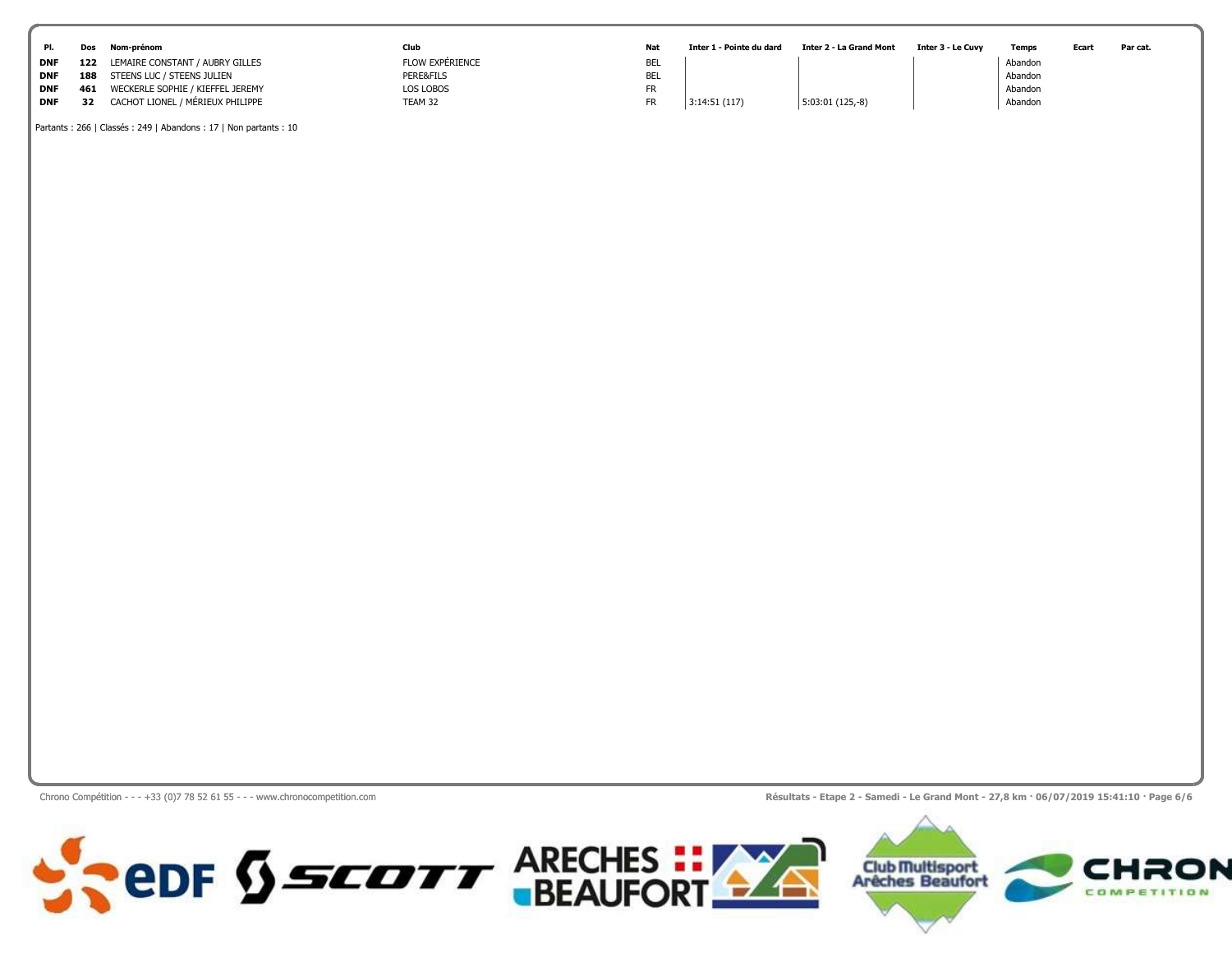| Pl. | Dos | Nom-prénom | Club | Nat | Inter 1 - Pointe du dard | Inter 2 - La Grand Mont | Inter 3 - Le Cuvy | Temps | Ecart | Par cat. |
|---|---|---|---|---|---|---|---|---|---|---|
| **DNF** | **122** | LEMAIRE CONSTANT / AUBRY GILLES | FLOW EXPÉRIENCE | BEL | | | | Abandon | | |
| **DNF** | **188** | STEENS LUC / STEENS JULIEN | PERE&FILS | BEL | | | | Abandon | | |
| **DNF** | **461** | WECKERLE SOPHIE / KIEFFEL JEREMY | LOS LOBOS | FR | | | | Abandon | | |
| **DNF** | **32** | CACHOT LIONEL / MÉRIEUX PHILIPPE | TEAM 32 | FR | 3:14:51 (117) | 5:03:01 (125,-8) | | Abandon | | |

Partants : 266 | Classés : 249 | Abandons : 17 | Non partants : 10

Chrono Compétition - - - +33 (0)7 78 52 61 55 - - - www.chronocompetition.com

**Résultats - Etape 2 - Samedi - Le Grand Mont - 27,8 km · 06/07/2019 15:41:10**